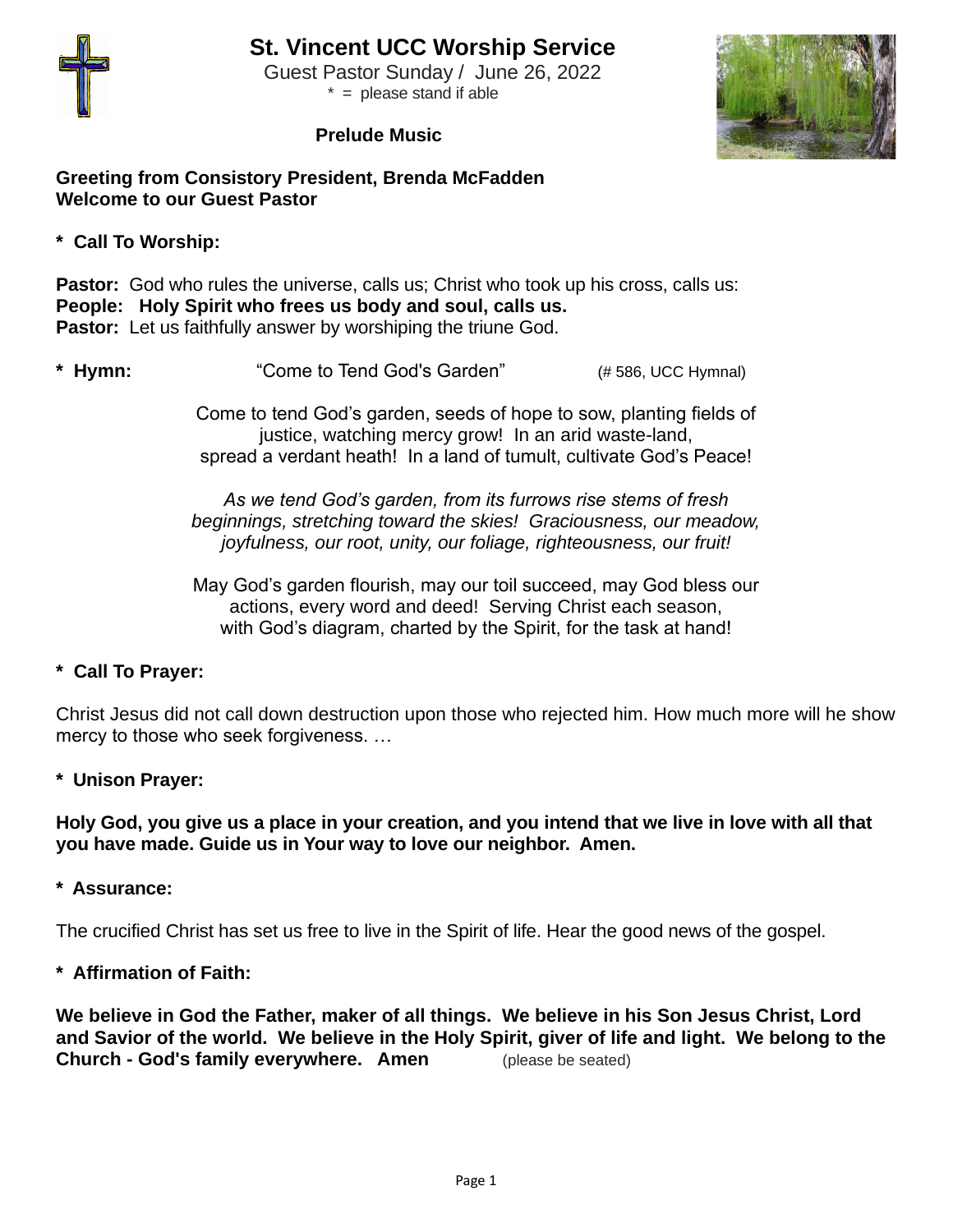# St. Vincent UCC Worship Service

Guest Pastor Sunday / June 26, 2022

\* = please stand if able

**Prelude Music**

**Greeting from Consistory President, Brenda McFadden**
**Welcome to our Guest Pastor**

**\* Call To Worship:**

**Pastor:** God who rules the universe, calls us; Christ who took up his cross, calls us:
**People: Holy Spirit who frees us body and soul, calls us.**
**Pastor:** Let us faithfully answer by worshiping the triune God.

**\* Hymn:** "Come to Tend God's Garden" (# 586, UCC Hymnal)

Come to tend God's garden, seeds of hope to sow, planting fields of justice, watching mercy grow! In an arid waste-land, spread a verdant heath! In a land of tumult, cultivate God's Peace!

*As we tend God's garden, from its furrows rise stems of fresh beginnings, stretching toward the skies! Graciousness, our meadow, joyfulness, our root, unity, our foliage, righteousness, our fruit!*

May God's garden flourish, may our toil succeed, may God bless our actions, every word and deed! Serving Christ each season, with God's diagram, charted by the Spirit, for the task at hand!

**\* Call To Prayer:**

Christ Jesus did not call down destruction upon those who rejected him. How much more will he show mercy to those who seek forgiveness. …

**\* Unison Prayer:**

**Holy God, you give us a place in your creation, and you intend that we live in love with all that you have made. Guide us in Your way to love our neighbor. Amen.**

**\* Assurance:**

The crucified Christ has set us free to live in the Spirit of life. Hear the good news of the gospel.

**\* Affirmation of Faith:**

**We believe in God the Father, maker of all things. We believe in his Son Jesus Christ, Lord and Savior of the world. We believe in the Holy Spirit, giver of life and light. We belong to the Church - God's family everywhere. Amen** (please be seated)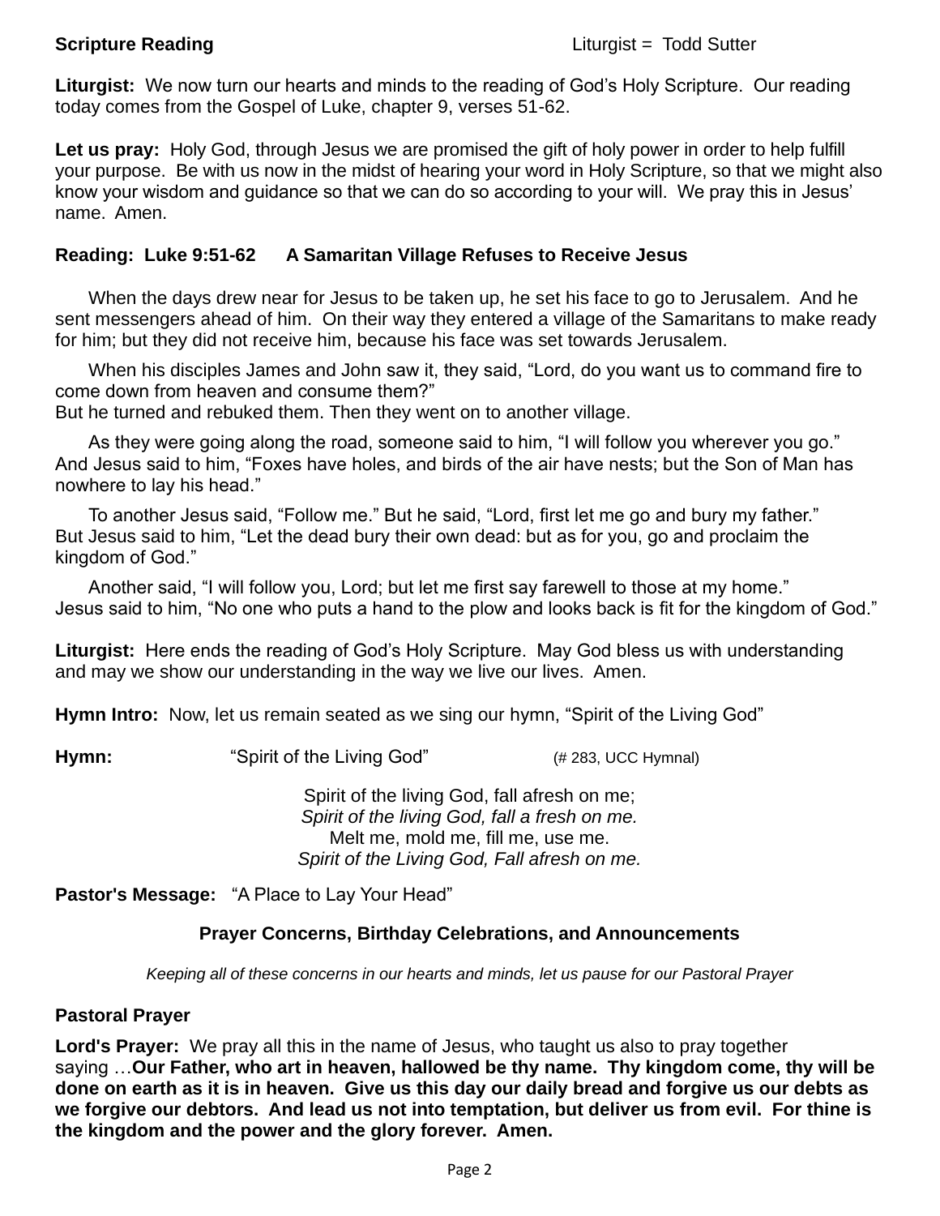**Scripture Reading** Liturgist = Todd Sutter

**Liturgist:** We now turn our hearts and minds to the reading of God's Holy Scripture. Our reading today comes from the Gospel of Luke, chapter 9, verses 51-62.

**Let us pray:** Holy God, through Jesus we are promised the gift of holy power in order to help fulfill your purpose. Be with us now in the midst of hearing your word in Holy Scripture, so that we might also know your wisdom and guidance so that we can do so according to your will. We pray this in Jesus' name. Amen.

**Reading: Luke 9:51-62 A Samaritan Village Refuses to Receive Jesus**

When the days drew near for Jesus to be taken up, he set his face to go to Jerusalem. And he sent messengers ahead of him. On their way they entered a village of the Samaritans to make ready for him; but they did not receive him, because his face was set towards Jerusalem.

When his disciples James and John saw it, they said, "Lord, do you want us to command fire to come down from heaven and consume them?"
But he turned and rebuked them. Then they went on to another village.

As they were going along the road, someone said to him, "I will follow you wherever you go." And Jesus said to him, "Foxes have holes, and birds of the air have nests; but the Son of Man has nowhere to lay his head."

To another Jesus said, "Follow me." But he said, "Lord, first let me go and bury my father." But Jesus said to him, "Let the dead bury their own dead: but as for you, go and proclaim the kingdom of God."

Another said, "I will follow you, Lord; but let me first say farewell to those at my home." Jesus said to him, "No one who puts a hand to the plow and looks back is fit for the kingdom of God."

**Liturgist:** Here ends the reading of God's Holy Scripture. May God bless us with understanding and may we show our understanding in the way we live our lives. Amen.

**Hymn Intro:** Now, let us remain seated as we sing our hymn, "Spirit of the Living God"

**Hymn:** "Spirit of the Living God" (# 283, UCC Hymnal)

Spirit of the living God, fall afresh on me;
*Spirit of the living God, fall a fresh on me.*
Melt me, mold me, fill me, use me.
*Spirit of the Living God, Fall afresh on me.*

**Pastor's Message:** "A Place to Lay Your Head"

**Prayer Concerns, Birthday Celebrations, and Announcements**

*Keeping all of these concerns in our hearts and minds, let us pause for our Pastoral Prayer*

**Pastoral Prayer**

**Lord's Prayer:** We pray all this in the name of Jesus, who taught us also to pray together saying …**Our Father, who art in heaven, hallowed be thy name. Thy kingdom come, thy will be done on earth as it is in heaven. Give us this day our daily bread and forgive us our debts as we forgive our debtors. And lead us not into temptation, but deliver us from evil. For thine is the kingdom and the power and the glory forever. Amen.**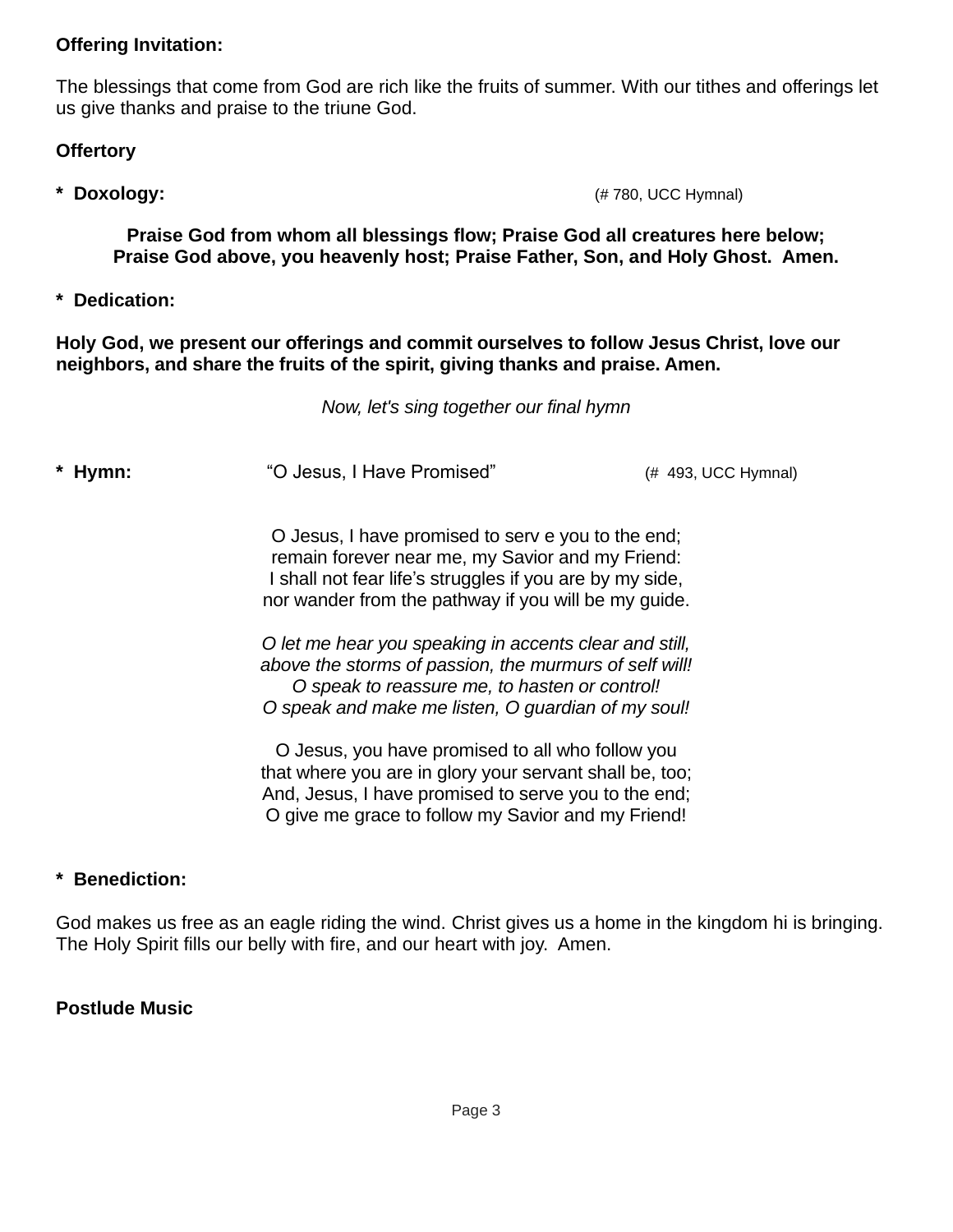**Offering Invitation:**

The blessings that come from God are rich like the fruits of summer. With our tithes and offerings let us give thanks and praise to the triune God.

**Offertory**

**\* Doxology:** (# 780, UCC Hymnal)

**Praise God from whom all blessings flow; Praise God all creatures here below;**
**Praise God above, you heavenly host; Praise Father, Son, and Holy Ghost. Amen.**

**\* Dedication:**

**Holy God, we present our offerings and commit ourselves to follow Jesus Christ, love our neighbors, and share the fruits of the spirit, giving thanks and praise. Amen.**

*Now, let's sing together our final hymn*

**\* Hymn:** "O Jesus, I Have Promised" (# 493, UCC Hymnal)

O Jesus, I have promised to serv e you to the end;
remain forever near me, my Savior and my Friend:
I shall not fear life's struggles if you are by my side,
nor wander from the pathway if you will be my guide.

*O let me hear you speaking in accents clear and still,*
*above the storms of passion, the murmurs of self will!*
*O speak to reassure me, to hasten or control!*
*O speak and make me listen, O guardian of my soul!*

O Jesus, you have promised to all who follow you
that where you are in glory your servant shall be, too;
And, Jesus, I have promised to serve you to the end;
O give me grace to follow my Savior and my Friend!

**\* Benediction:**

God makes us free as an eagle riding the wind. Christ gives us a home in the kingdom hi is bringing. The Holy Spirit fills our belly with fire, and our heart with joy. Amen.

**Postlude Music**